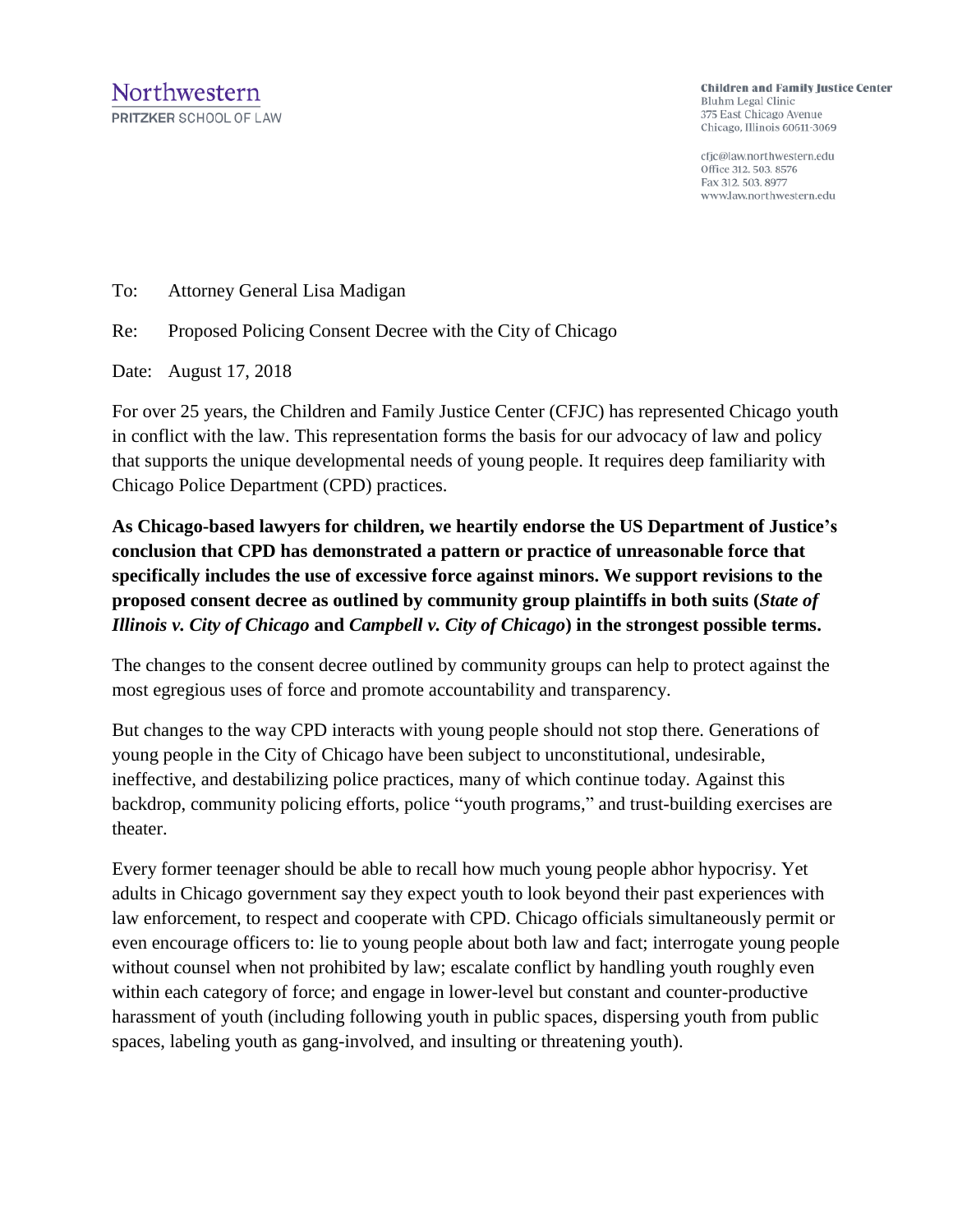Northwestern
PRITZKER SCHOOL OF LAW

**Children and Family Justice Center**
Bluhm Legal Clinic
375 East Chicago Avenue
Chicago, Illinois 60611-3069

cfjc@law.northwestern.edu
Office 312. 503. 8576
Fax 312. 503. 8977
www.law.northwestern.edu

To: Attorney General Lisa Madigan

Re: Proposed Policing Consent Decree with the City of Chicago

Date: August 17, 2018

For over 25 years, the Children and Family Justice Center (CFJC) has represented Chicago youth in conflict with the law. This representation forms the basis for our advocacy of law and policy that supports the unique developmental needs of young people. It requires deep familiarity with Chicago Police Department (CPD) practices.

**As Chicago-based lawyers for children, we heartily endorse the US Department of Justice's conclusion that CPD has demonstrated a pattern or practice of unreasonable force that specifically includes the use of excessive force against minors. We support revisions to the proposed consent decree as outlined by community group plaintiffs in both suits (*State of Illinois v. City of Chicago* and *Campbell v. City of Chicago*) in the strongest possible terms.**

The changes to the consent decree outlined by community groups can help to protect against the most egregious uses of force and promote accountability and transparency.

But changes to the way CPD interacts with young people should not stop there. Generations of young people in the City of Chicago have been subject to unconstitutional, undesirable, ineffective, and destabilizing police practices, many of which continue today. Against this backdrop, community policing efforts, police "youth programs," and trust-building exercises are theater.

Every former teenager should be able to recall how much young people abhor hypocrisy. Yet adults in Chicago government say they expect youth to look beyond their past experiences with law enforcement, to respect and cooperate with CPD. Chicago officials simultaneously permit or even encourage officers to: lie to young people about both law and fact; interrogate young people without counsel when not prohibited by law; escalate conflict by handling youth roughly even within each category of force; and engage in lower-level but constant and counter-productive harassment of youth (including following youth in public spaces, dispersing youth from public spaces, labeling youth as gang-involved, and insulting or threatening youth).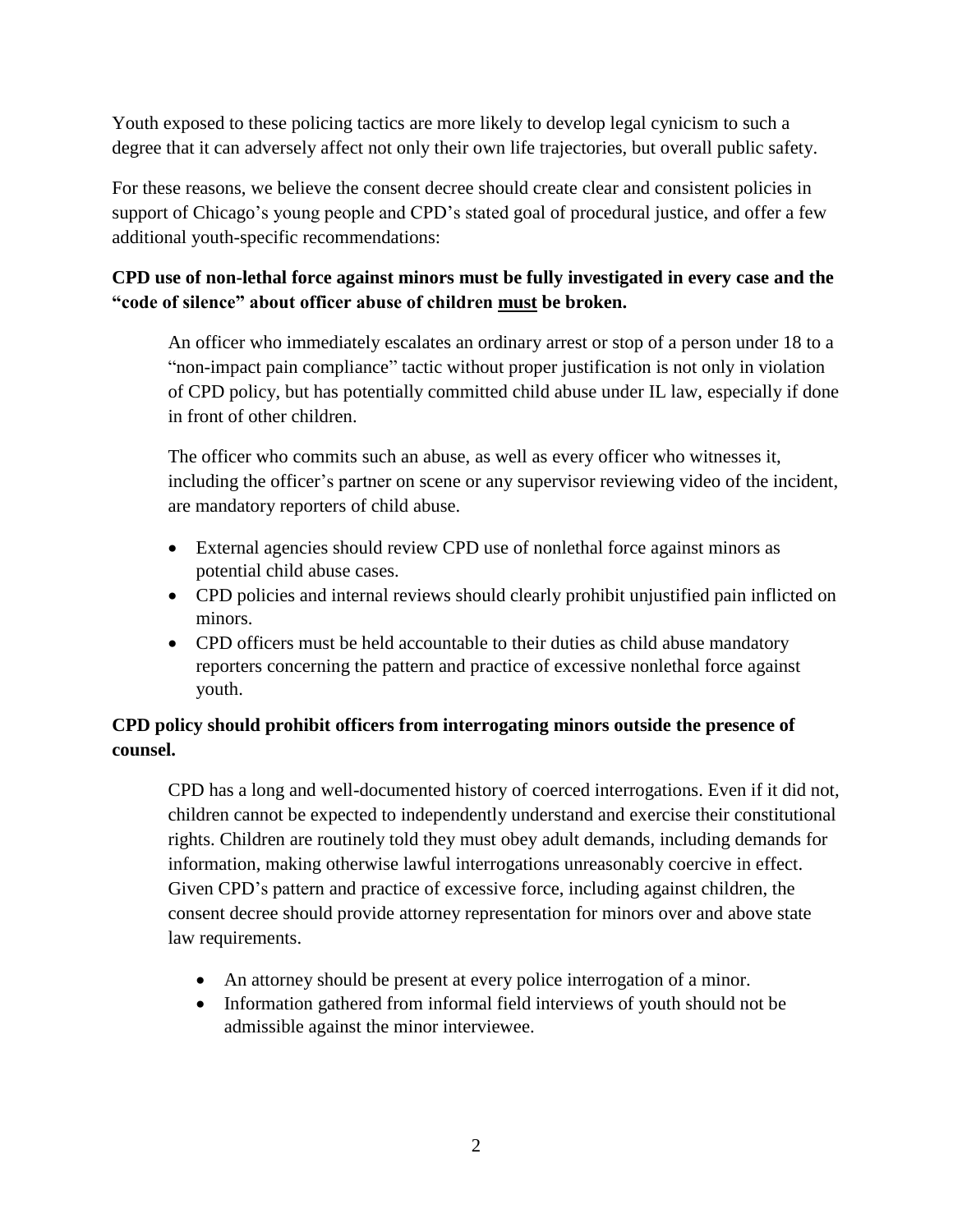Youth exposed to these policing tactics are more likely to develop legal cynicism to such a degree that it can adversely affect not only their own life trajectories, but overall public safety.

For these reasons, we believe the consent decree should create clear and consistent policies in support of Chicago's young people and CPD's stated goal of procedural justice, and offer a few additional youth-specific recommendations:

**CPD use of non-lethal force against minors must be fully investigated in every case and the "code of silence" about officer abuse of children <u>must</u> be broken.**

> An officer who immediately escalates an ordinary arrest or stop of a person under 18 to a "non-impact pain compliance" tactic without proper justification is not only in violation of CPD policy, but has potentially committed child abuse under IL law, especially if done in front of other children.
>
> The officer who commits such an abuse, as well as every officer who witnesses it, including the officer's partner on scene or any supervisor reviewing video of the incident, are mandatory reporters of child abuse.
>
> - External agencies should review CPD use of nonlethal force against minors as potential child abuse cases.
> - CPD policies and internal reviews should clearly prohibit unjustified pain inflicted on minors.
> - CPD officers must be held accountable to their duties as child abuse mandatory reporters concerning the pattern and practice of excessive nonlethal force against youth.

**CPD policy should prohibit officers from interrogating minors outside the presence of counsel.**

> CPD has a long and well-documented history of coerced interrogations. Even if it did not, children cannot be expected to independently understand and exercise their constitutional rights. Children are routinely told they must obey adult demands, including demands for information, making otherwise lawful interrogations unreasonably coercive in effect. Given CPD's pattern and practice of excessive force, including against children, the consent decree should provide attorney representation for minors over and above state law requirements.
>
> - An attorney should be present at every police interrogation of a minor.
> - Information gathered from informal field interviews of youth should not be admissible against the minor interviewee.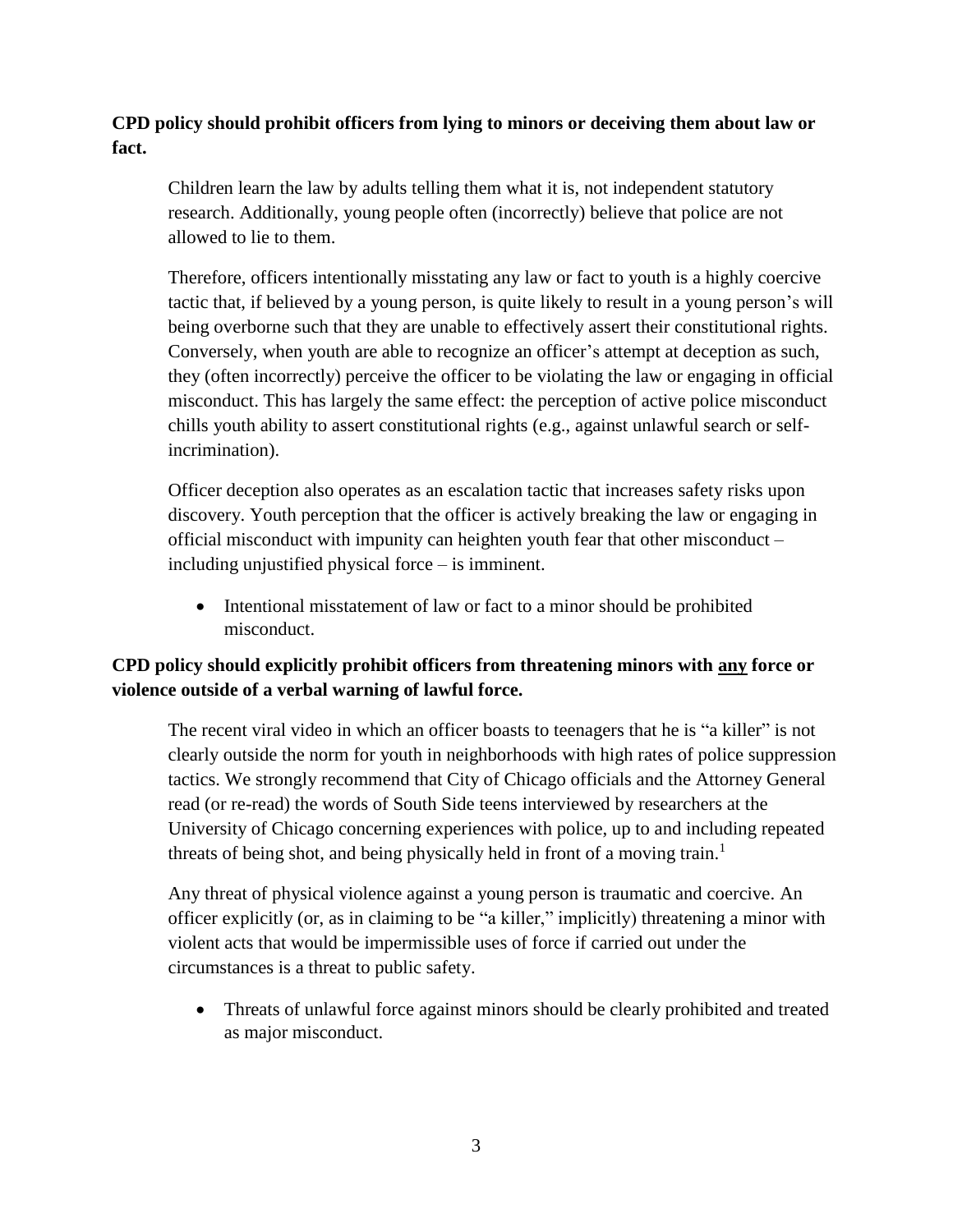**CPD policy should prohibit officers from lying to minors or deceiving them about law or fact.**

Children learn the law by adults telling them what it is, not independent statutory research. Additionally, young people often (incorrectly) believe that police are not allowed to lie to them.

Therefore, officers intentionally misstating any law or fact to youth is a highly coercive tactic that, if believed by a young person, is quite likely to result in a young person's will being overborne such that they are unable to effectively assert their constitutional rights. Conversely, when youth are able to recognize an officer's attempt at deception as such, they (often incorrectly) perceive the officer to be violating the law or engaging in official misconduct. This has largely the same effect: the perception of active police misconduct chills youth ability to assert constitutional rights (e.g., against unlawful search or self-incrimination).

Officer deception also operates as an escalation tactic that increases safety risks upon discovery. Youth perception that the officer is actively breaking the law or engaging in official misconduct with impunity can heighten youth fear that other misconduct – including unjustified physical force – is imminent.

- Intentional misstatement of law or fact to a minor should be prohibited misconduct.

**CPD policy should explicitly prohibit officers from threatening minors with <u>any</u> force or violence outside of a verbal warning of lawful force.**

The recent viral video in which an officer boasts to teenagers that he is "a killer" is not clearly outside the norm for youth in neighborhoods with high rates of police suppression tactics. We strongly recommend that City of Chicago officials and the Attorney General read (or re-read) the words of South Side teens interviewed by researchers at the University of Chicago concerning experiences with police, up to and including repeated threats of being shot, and being physically held in front of a moving train.[1]

Any threat of physical violence against a young person is traumatic and coercive. An officer explicitly (or, as in claiming to be "a killer," implicitly) threatening a minor with violent acts that would be impermissible uses of force if carried out under the circumstances is a threat to public safety.

- Threats of unlawful force against minors should be clearly prohibited and treated as major misconduct.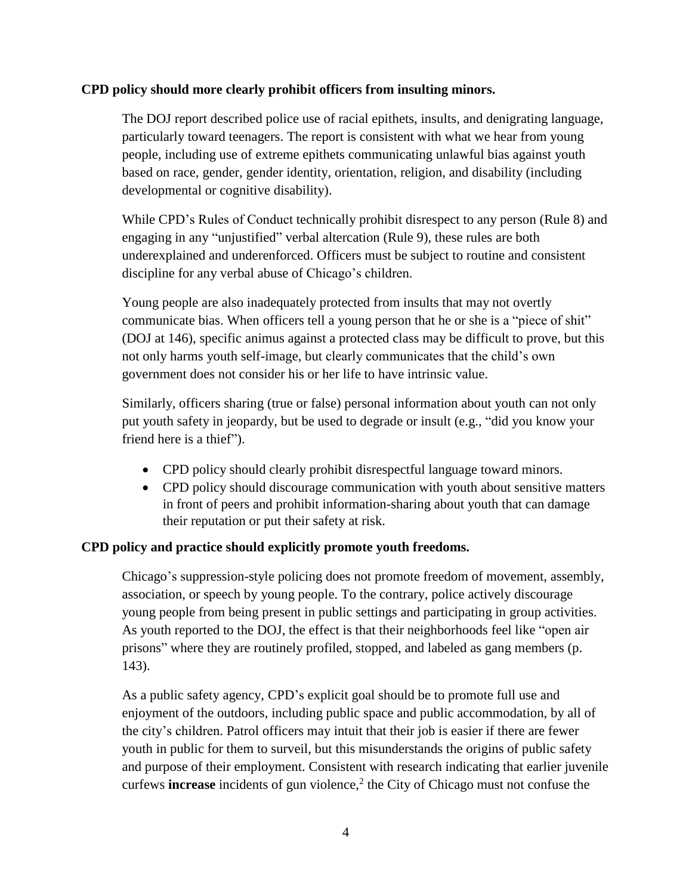**CPD policy should more clearly prohibit officers from insulting minors.**

The DOJ report described police use of racial epithets, insults, and denigrating language, particularly toward teenagers. The report is consistent with what we hear from young people, including use of extreme epithets communicating unlawful bias against youth based on race, gender, gender identity, orientation, religion, and disability (including developmental or cognitive disability).

While CPD's Rules of Conduct technically prohibit disrespect to any person (Rule 8) and engaging in any "unjustified" verbal altercation (Rule 9), these rules are both underexplained and underenforced. Officers must be subject to routine and consistent discipline for any verbal abuse of Chicago's children.

Young people are also inadequately protected from insults that may not overtly communicate bias. When officers tell a young person that he or she is a "piece of shit" (DOJ at 146), specific animus against a protected class may be difficult to prove, but this not only harms youth self-image, but clearly communicates that the child's own government does not consider his or her life to have intrinsic value.

Similarly, officers sharing (true or false) personal information about youth can not only put youth safety in jeopardy, but be used to degrade or insult (e.g., "did you know your friend here is a thief").

- CPD policy should clearly prohibit disrespectful language toward minors.
- CPD policy should discourage communication with youth about sensitive matters in front of peers and prohibit information-sharing about youth that can damage their reputation or put their safety at risk.

**CPD policy and practice should explicitly promote youth freedoms.**

Chicago's suppression-style policing does not promote freedom of movement, assembly, association, or speech by young people. To the contrary, police actively discourage young people from being present in public settings and participating in group activities. As youth reported to the DOJ, the effect is that their neighborhoods feel like "open air prisons" where they are routinely profiled, stopped, and labeled as gang members (p. 143).

As a public safety agency, CPD's explicit goal should be to promote full use and enjoyment of the outdoors, including public space and public accommodation, by all of the city's children. Patrol officers may intuit that their job is easier if there are fewer youth in public for them to surveil, but this misunderstands the origins of public safety and purpose of their employment. Consistent with research indicating that earlier juvenile curfews **increase** incidents of gun violence,[2] the City of Chicago must not confuse the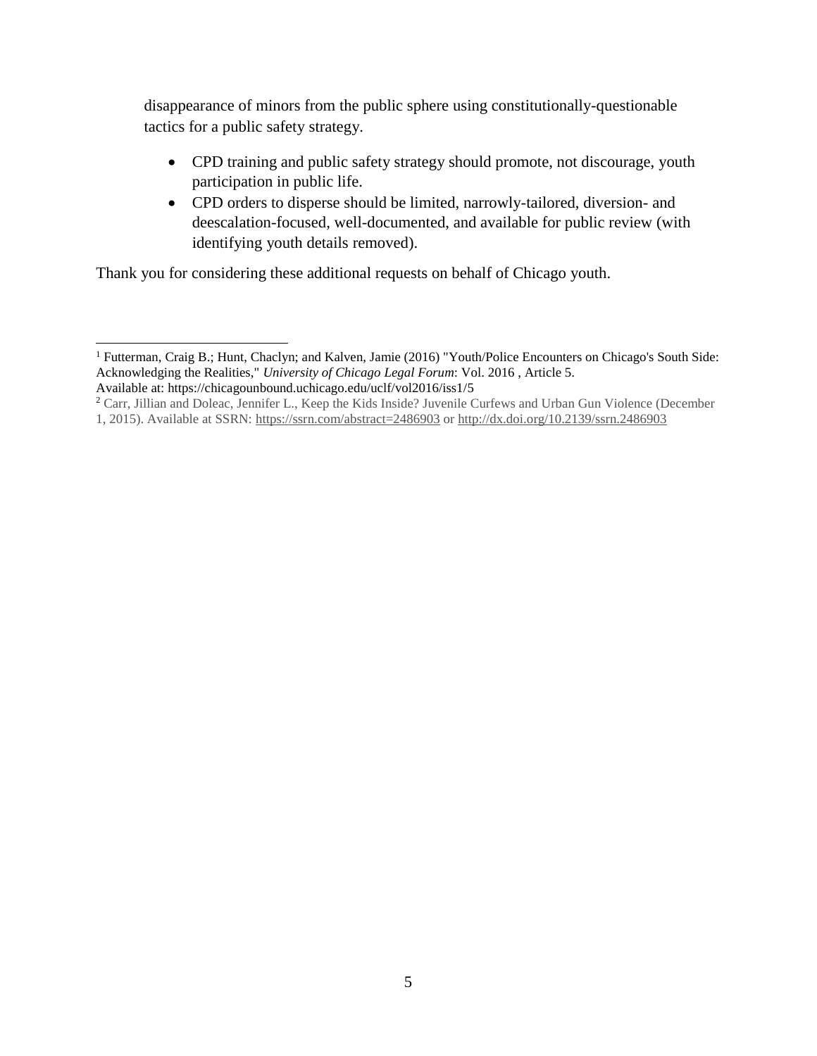disappearance of minors from the public sphere using constitutionally-questionable tactics for a public safety strategy.

- CPD training and public safety strategy should promote, not discourage, youth participation in public life.
- CPD orders to disperse should be limited, narrowly-tailored, diversion- and deescalation-focused, well-documented, and available for public review (with identifying youth details removed).

Thank you for considering these additional requests on behalf of Chicago youth.

---

[1] Futterman, Craig B.; Hunt, Chaclyn; and Kalven, Jamie (2016) "Youth/Police Encounters on Chicago's South Side: Acknowledging the Realities," *University of Chicago Legal Forum*: Vol. 2016 , Article 5. Available at: https://chicagounbound.uchicago.edu/uclf/vol2016/iss1/5

[2] Carr, Jillian and Doleac, Jennifer L., Keep the Kids Inside? Juvenile Curfews and Urban Gun Violence (December 1, 2015). Available at SSRN: https://ssrn.com/abstract=2486903 or http://dx.doi.org/10.2139/ssrn.2486903